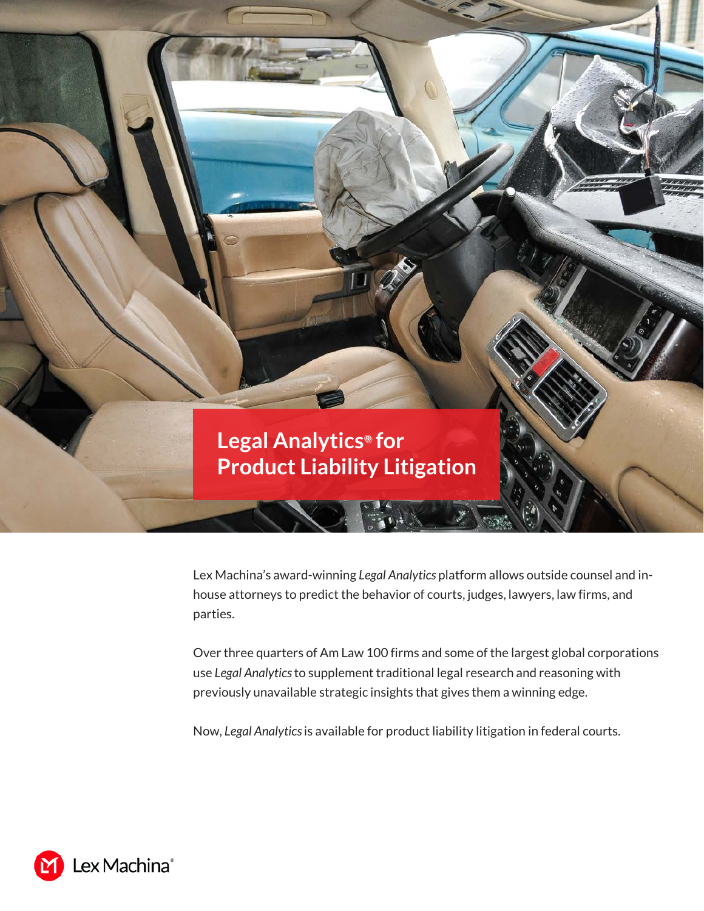# Legal Analytics® for Product Liability Litigation

Lex Machina's award-winning *Legal Analytics* platform allows outside counsel and in-house attorneys to predict the behavior of courts, judges, lawyers, law firms, and parties.

Over three quarters of Am Law 100 firms and some of the largest global corporations use *Legal Analytics* to supplement traditional legal research and reasoning with previously unavailable strategic insights that gives them a winning edge.

Now, *Legal Analytics* is available for product liability litigation in federal courts.

Lex Machina®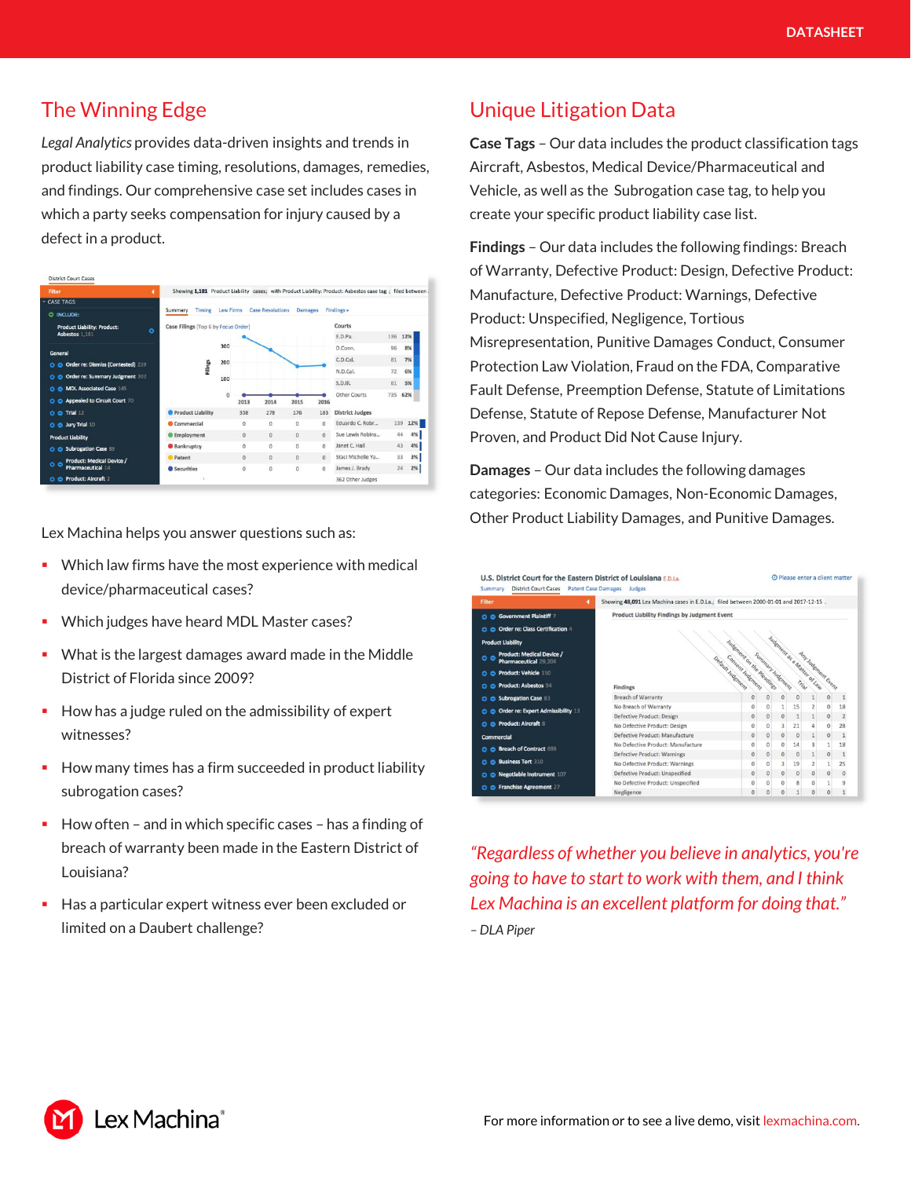DATASHEET

## The Winning Edge

*Legal Analytics* provides data-driven insights and trends in product liability case timing, resolutions, damages, remedies, and findings. Our comprehensive case set includes cases in which a party seeks compensation for injury caused by a defect in a product.

Lex Machina helps you answer questions such as:

- Which law firms have the most experience with medical device/pharmaceutical cases?
- Which judges have heard MDL Master cases?
- What is the largest damages award made in the Middle District of Florida since 2009?
- How has a judge ruled on the admissibility of expert witnesses?
- How many times has a firm succeeded in product liability subrogation cases?
- How often – and in which specific cases – has a finding of breach of warranty been made in the Eastern District of Louisiana?
- Has a particular expert witness ever been excluded or limited on a Daubert challenge?

## Unique Litigation Data

**Case Tags** – Our data includes the product classification tags Aircraft, Asbestos, Medical Device/Pharmaceutical and Vehicle, as well as the Subrogation case tag, to help you create your specific product liability case list.

**Findings** – Our data includes the following findings: Breach of Warranty, Defective Product: Design, Defective Product: Manufacture, Defective Product: Warnings, Defective Product: Unspecified, Negligence, Tortious Misrepresentation, Punitive Damages Conduct, Consumer Protection Law Violation, Fraud on the FDA, Comparative Fault Defense, Preemption Defense, Statute of Limitations Defense, Statute of Repose Defense, Manufacturer Not Proven, and Product Did Not Cause Injury.

**Damages** – Our data includes the following damages categories: Economic Damages, Non-Economic Damages, Other Product Liability Damages, and Punitive Damages.

*"Regardless of whether you believe in analytics, you're going to have to start to work with them, and I think Lex Machina is an excellent platform for doing that."*

*– DLA Piper*

Lex Machina®

For more information or to see a live demo, visit lexmachina.com.